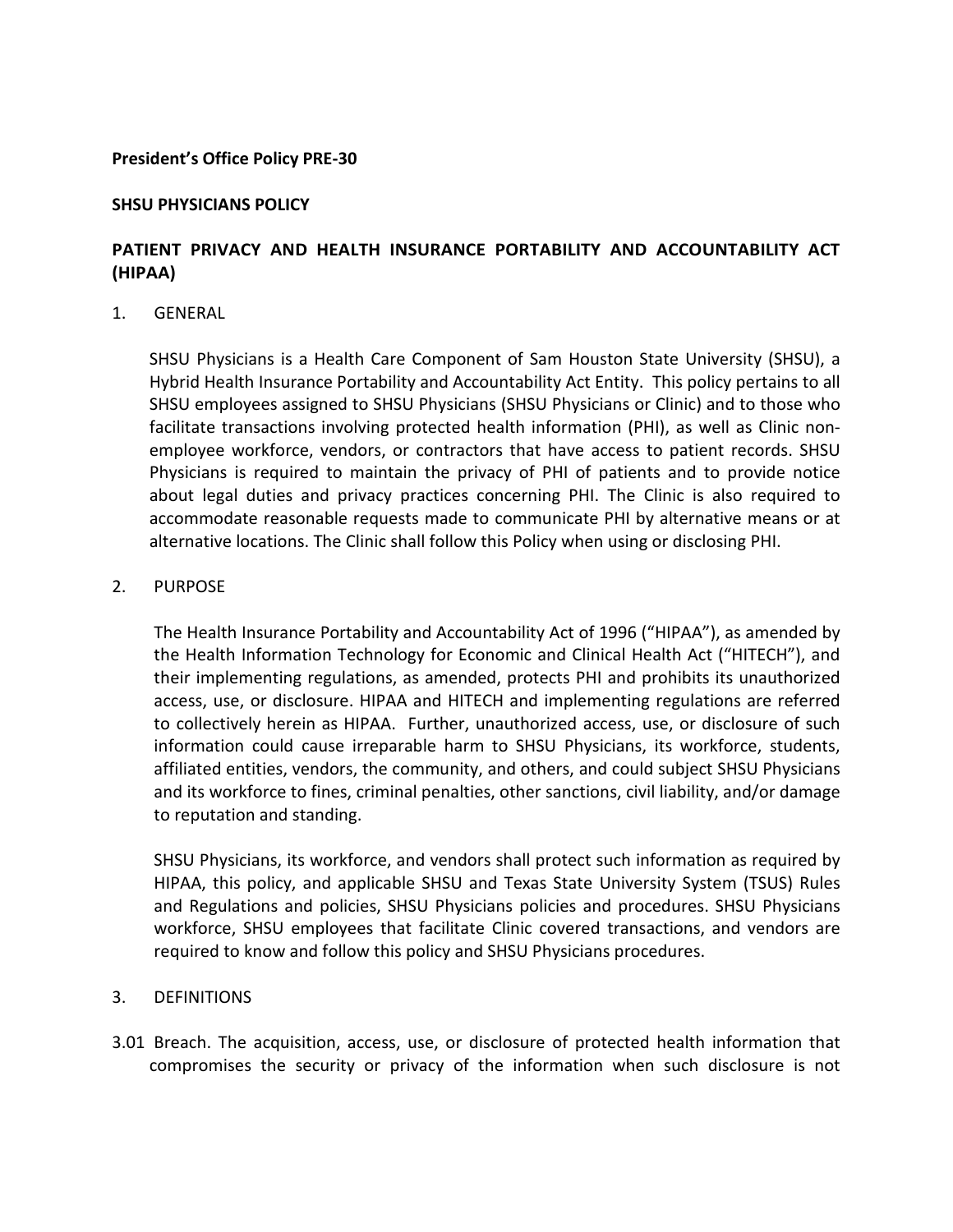**President's Office Policy PRE-30**

**SHSU PHYSICIANS POLICY**

**PATIENT PRIVACY AND HEALTH INSURANCE PORTABILITY AND ACCOUNTABILITY ACT (HIPAA)**

1. GENERAL

   SHSU Physicians is a Health Care Component of Sam Houston State University (SHSU), a Hybrid Health Insurance Portability and Accountability Act Entity. This policy pertains to all SHSU employees assigned to SHSU Physicians (SHSU Physicians or Clinic) and to those who facilitate transactions involving protected health information (PHI), as well as Clinic non-employee workforce, vendors, or contractors that have access to patient records. SHSU Physicians is required to maintain the privacy of PHI of patients and to provide notice about legal duties and privacy practices concerning PHI. The Clinic is also required to accommodate reasonable requests made to communicate PHI by alternative means or at alternative locations. The Clinic shall follow this Policy when using or disclosing PHI.

2. PURPOSE

   The Health Insurance Portability and Accountability Act of 1996 ("HIPAA"), as amended by the Health Information Technology for Economic and Clinical Health Act ("HITECH"), and their implementing regulations, as amended, protects PHI and prohibits its unauthorized access, use, or disclosure. HIPAA and HITECH and implementing regulations are referred to collectively herein as HIPAA. Further, unauthorized access, use, or disclosure of such information could cause irreparable harm to SHSU Physicians, its workforce, students, affiliated entities, vendors, the community, and others, and could subject SHSU Physicians and its workforce to fines, criminal penalties, other sanctions, civil liability, and/or damage to reputation and standing.

   SHSU Physicians, its workforce, and vendors shall protect such information as required by HIPAA, this policy, and applicable SHSU and Texas State University System (TSUS) Rules and Regulations and policies, SHSU Physicians policies and procedures. SHSU Physicians workforce, SHSU employees that facilitate Clinic covered transactions, and vendors are required to know and follow this policy and SHSU Physicians procedures.

3. DEFINITIONS

3.01 Breach. The acquisition, access, use, or disclosure of protected health information that compromises the security or privacy of the information when such disclosure is not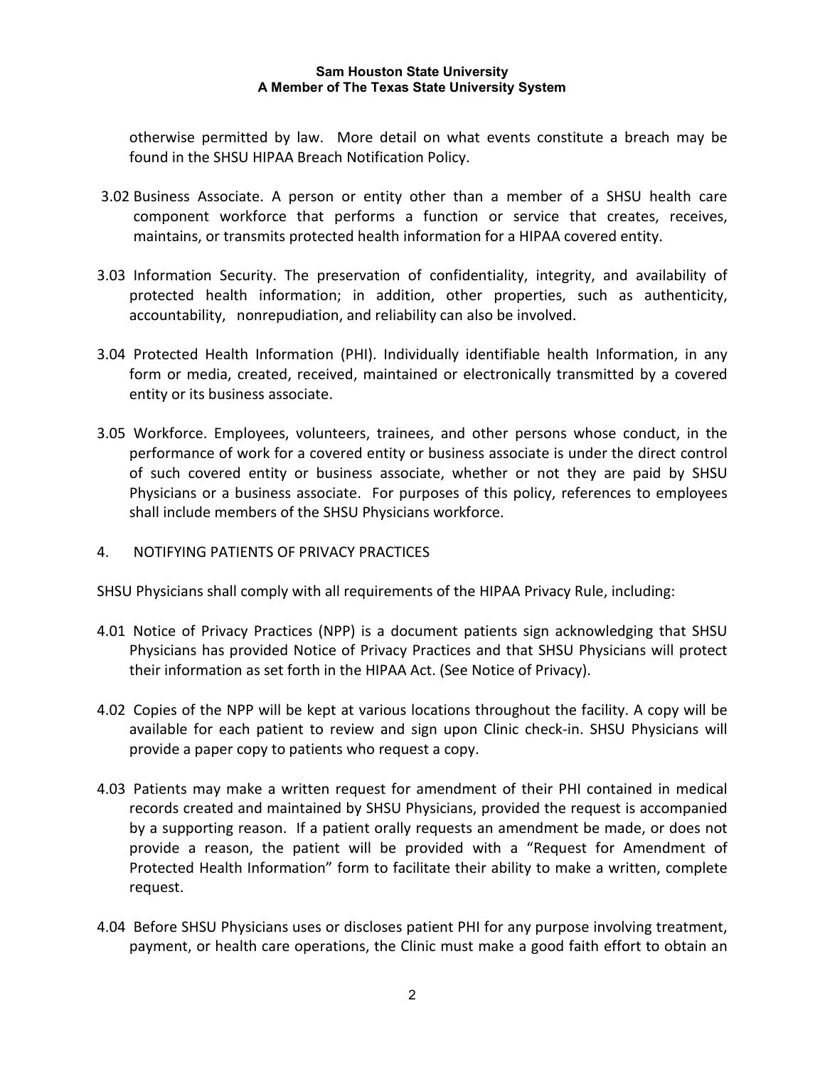otherwise permitted by law. More detail on what events constitute a breach may be found in the SHSU HIPAA Breach Notification Policy.

3.02 Business Associate. A person or entity other than a member of a SHSU health care component workforce that performs a function or service that creates, receives, maintains, or transmits protected health information for a HIPAA covered entity.

3.03 Information Security. The preservation of confidentiality, integrity, and availability of protected health information; in addition, other properties, such as authenticity, accountability, nonrepudiation, and reliability can also be involved.

3.04 Protected Health Information (PHI). Individually identifiable health Information, in any form or media, created, received, maintained or electronically transmitted by a covered entity or its business associate.

3.05 Workforce. Employees, volunteers, trainees, and other persons whose conduct, in the performance of work for a covered entity or business associate is under the direct control of such covered entity or business associate, whether or not they are paid by SHSU Physicians or a business associate. For purposes of this policy, references to employees shall include members of the SHSU Physicians workforce.

## 4. NOTIFYING PATIENTS OF PRIVACY PRACTICES

SHSU Physicians shall comply with all requirements of the HIPAA Privacy Rule, including:

4.01 Notice of Privacy Practices (NPP) is a document patients sign acknowledging that SHSU Physicians has provided Notice of Privacy Practices and that SHSU Physicians will protect their information as set forth in the HIPAA Act. (See Notice of Privacy).

4.02 Copies of the NPP will be kept at various locations throughout the facility. A copy will be available for each patient to review and sign upon Clinic check-in. SHSU Physicians will provide a paper copy to patients who request a copy.

4.03 Patients may make a written request for amendment of their PHI contained in medical records created and maintained by SHSU Physicians, provided the request is accompanied by a supporting reason. If a patient orally requests an amendment be made, or does not provide a reason, the patient will be provided with a "Request for Amendment of Protected Health Information" form to facilitate their ability to make a written, complete request.

4.04 Before SHSU Physicians uses or discloses patient PHI for any purpose involving treatment, payment, or health care operations, the Clinic must make a good faith effort to obtain an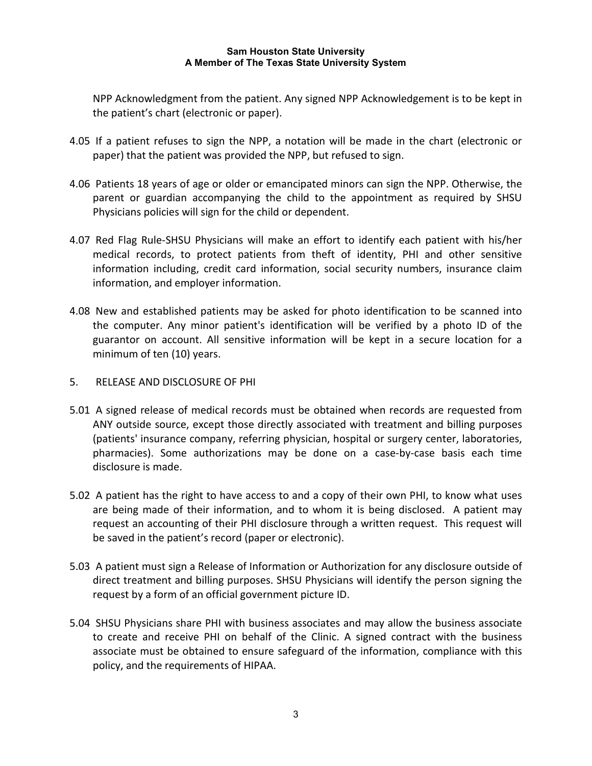NPP Acknowledgment from the patient. Any signed NPP Acknowledgement is to be kept in the patient's chart (electronic or paper).

4.05 If a patient refuses to sign the NPP, a notation will be made in the chart (electronic or paper) that the patient was provided the NPP, but refused to sign.

4.06 Patients 18 years of age or older or emancipated minors can sign the NPP. Otherwise, the parent or guardian accompanying the child to the appointment as required by SHSU Physicians policies will sign for the child or dependent.

4.07 Red Flag Rule-SHSU Physicians will make an effort to identify each patient with his/her medical records, to protect patients from theft of identity, PHI and other sensitive information including, credit card information, social security numbers, insurance claim information, and employer information.

4.08 New and established patients may be asked for photo identification to be scanned into the computer. Any minor patient's identification will be verified by a photo ID of the guarantor on account. All sensitive information will be kept in a secure location for a minimum of ten (10) years.

5. RELEASE AND DISCLOSURE OF PHI

5.01 A signed release of medical records must be obtained when records are requested from ANY outside source, except those directly associated with treatment and billing purposes (patients' insurance company, referring physician, hospital or surgery center, laboratories, pharmacies). Some authorizations may be done on a case-by-case basis each time disclosure is made.

5.02 A patient has the right to have access to and a copy of their own PHI, to know what uses are being made of their information, and to whom it is being disclosed. A patient may request an accounting of their PHI disclosure through a written request. This request will be saved in the patient's record (paper or electronic).

5.03 A patient must sign a Release of Information or Authorization for any disclosure outside of direct treatment and billing purposes. SHSU Physicians will identify the person signing the request by a form of an official government picture ID.

5.04 SHSU Physicians share PHI with business associates and may allow the business associate to create and receive PHI on behalf of the Clinic. A signed contract with the business associate must be obtained to ensure safeguard of the information, compliance with this policy, and the requirements of HIPAA.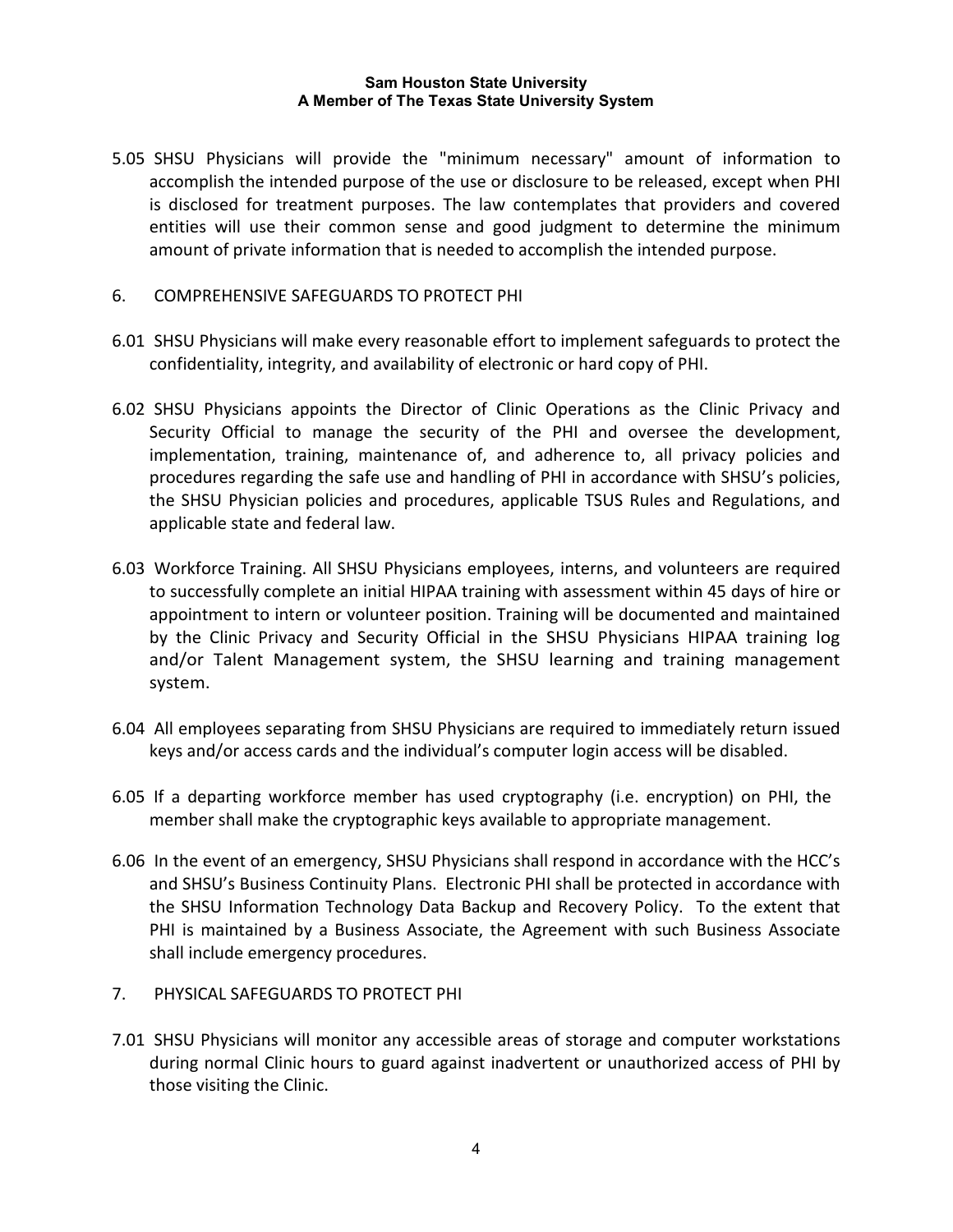5.05 SHSU Physicians will provide the "minimum necessary" amount of information to accomplish the intended purpose of the use or disclosure to be released, except when PHI is disclosed for treatment purposes. The law contemplates that providers and covered entities will use their common sense and good judgment to determine the minimum amount of private information that is needed to accomplish the intended purpose.

## 6. COMPREHENSIVE SAFEGUARDS TO PROTECT PHI

6.01 SHSU Physicians will make every reasonable effort to implement safeguards to protect the confidentiality, integrity, and availability of electronic or hard copy of PHI.

6.02 SHSU Physicians appoints the Director of Clinic Operations as the Clinic Privacy and Security Official to manage the security of the PHI and oversee the development, implementation, training, maintenance of, and adherence to, all privacy policies and procedures regarding the safe use and handling of PHI in accordance with SHSU's policies, the SHSU Physician policies and procedures, applicable TSUS Rules and Regulations, and applicable state and federal law.

6.03 Workforce Training. All SHSU Physicians employees, interns, and volunteers are required to successfully complete an initial HIPAA training with assessment within 45 days of hire or appointment to intern or volunteer position. Training will be documented and maintained by the Clinic Privacy and Security Official in the SHSU Physicians HIPAA training log and/or Talent Management system, the SHSU learning and training management system.

6.04 All employees separating from SHSU Physicians are required to immediately return issued keys and/or access cards and the individual's computer login access will be disabled.

6.05 If a departing workforce member has used cryptography (i.e. encryption) on PHI, the member shall make the cryptographic keys available to appropriate management.

6.06 In the event of an emergency, SHSU Physicians shall respond in accordance with the HCC's and SHSU's Business Continuity Plans. Electronic PHI shall be protected in accordance with the SHSU Information Technology Data Backup and Recovery Policy. To the extent that PHI is maintained by a Business Associate, the Agreement with such Business Associate shall include emergency procedures.

## 7. PHYSICAL SAFEGUARDS TO PROTECT PHI

7.01 SHSU Physicians will monitor any accessible areas of storage and computer workstations during normal Clinic hours to guard against inadvertent or unauthorized access of PHI by those visiting the Clinic.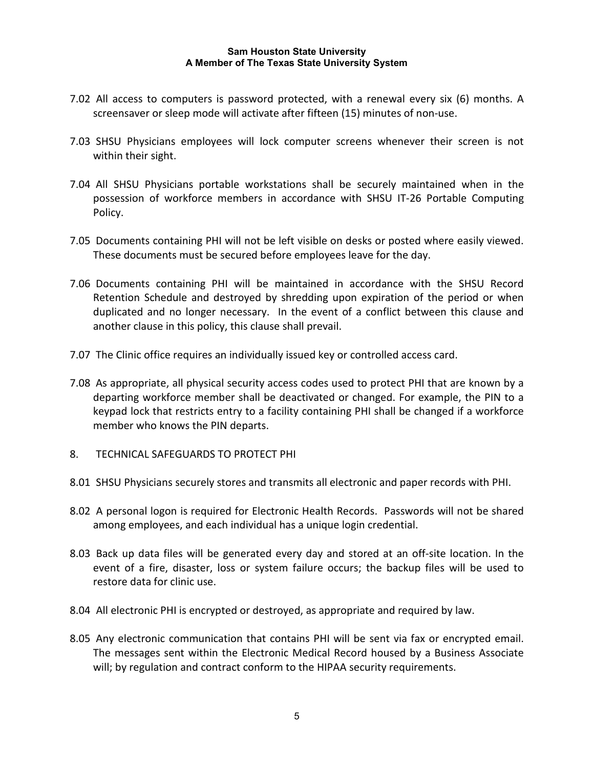7.02 All access to computers is password protected, with a renewal every six (6) months. A screensaver or sleep mode will activate after fifteen (15) minutes of non-use.

7.03 SHSU Physicians employees will lock computer screens whenever their screen is not within their sight.

7.04 All SHSU Physicians portable workstations shall be securely maintained when in the possession of workforce members in accordance with SHSU IT-26 Portable Computing Policy.

7.05 Documents containing PHI will not be left visible on desks or posted where easily viewed. These documents must be secured before employees leave for the day.

7.06 Documents containing PHI will be maintained in accordance with the SHSU Record Retention Schedule and destroyed by shredding upon expiration of the period or when duplicated and no longer necessary. In the event of a conflict between this clause and another clause in this policy, this clause shall prevail.

7.07 The Clinic office requires an individually issued key or controlled access card.

7.08 As appropriate, all physical security access codes used to protect PHI that are known by a departing workforce member shall be deactivated or changed. For example, the PIN to a keypad lock that restricts entry to a facility containing PHI shall be changed if a workforce member who knows the PIN departs.

8. TECHNICAL SAFEGUARDS TO PROTECT PHI

8.01 SHSU Physicians securely stores and transmits all electronic and paper records with PHI.

8.02 A personal logon is required for Electronic Health Records. Passwords will not be shared among employees, and each individual has a unique login credential.

8.03 Back up data files will be generated every day and stored at an off-site location. In the event of a fire, disaster, loss or system failure occurs; the backup files will be used to restore data for clinic use.

8.04 All electronic PHI is encrypted or destroyed, as appropriate and required by law.

8.05 Any electronic communication that contains PHI will be sent via fax or encrypted email. The messages sent within the Electronic Medical Record housed by a Business Associate will; by regulation and contract conform to the HIPAA security requirements.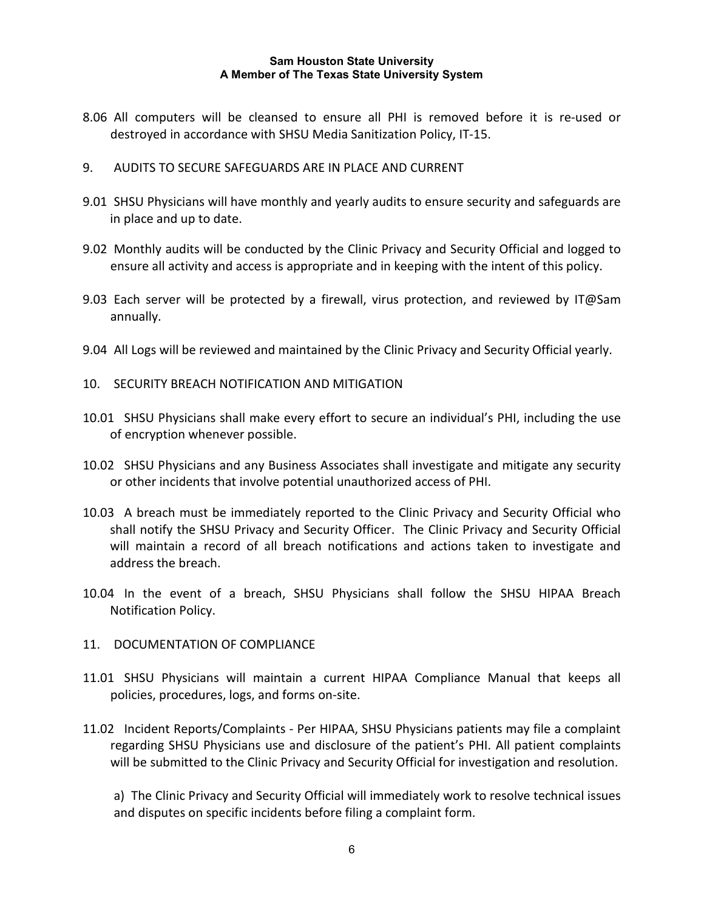8.06 All computers will be cleansed to ensure all PHI is removed before it is re-used or destroyed in accordance with SHSU Media Sanitization Policy, IT-15.

9. AUDITS TO SECURE SAFEGUARDS ARE IN PLACE AND CURRENT

9.01 SHSU Physicians will have monthly and yearly audits to ensure security and safeguards are in place and up to date.

9.02 Monthly audits will be conducted by the Clinic Privacy and Security Official and logged to ensure all activity and access is appropriate and in keeping with the intent of this policy.

9.03 Each server will be protected by a firewall, virus protection, and reviewed by IT@Sam annually.

9.04 All Logs will be reviewed and maintained by the Clinic Privacy and Security Official yearly.

10. SECURITY BREACH NOTIFICATION AND MITIGATION

10.01 SHSU Physicians shall make every effort to secure an individual's PHI, including the use of encryption whenever possible.

10.02 SHSU Physicians and any Business Associates shall investigate and mitigate any security or other incidents that involve potential unauthorized access of PHI.

10.03 A breach must be immediately reported to the Clinic Privacy and Security Official who shall notify the SHSU Privacy and Security Officer. The Clinic Privacy and Security Official will maintain a record of all breach notifications and actions taken to investigate and address the breach.

10.04 In the event of a breach, SHSU Physicians shall follow the SHSU HIPAA Breach Notification Policy.

11. DOCUMENTATION OF COMPLIANCE

11.01 SHSU Physicians will maintain a current HIPAA Compliance Manual that keeps all policies, procedures, logs, and forms on-site.

11.02 Incident Reports/Complaints - Per HIPAA, SHSU Physicians patients may file a complaint regarding SHSU Physicians use and disclosure of the patient's PHI. All patient complaints will be submitted to the Clinic Privacy and Security Official for investigation and resolution.

a) The Clinic Privacy and Security Official will immediately work to resolve technical issues and disputes on specific incidents before filing a complaint form.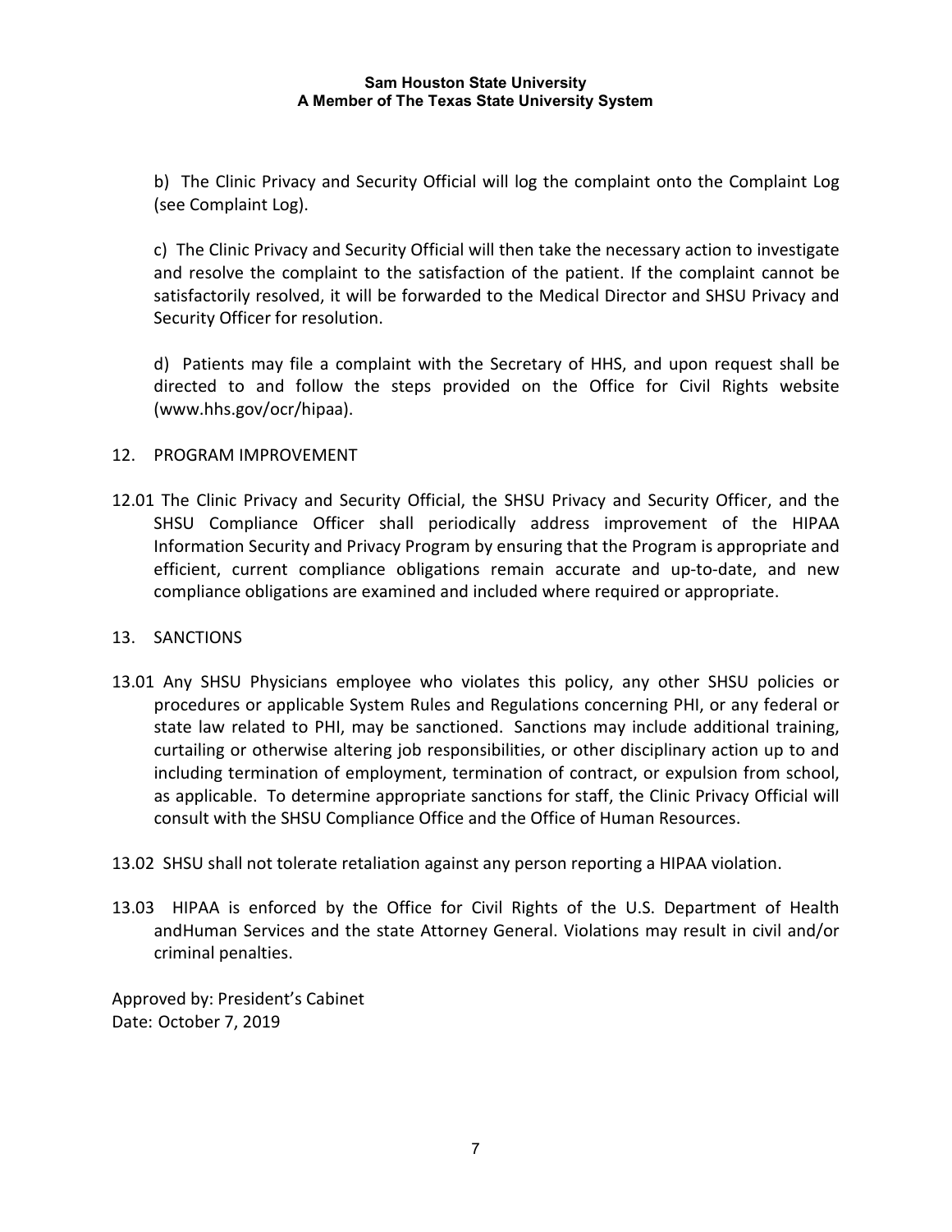b) The Clinic Privacy and Security Official will log the complaint onto the Complaint Log (see Complaint Log).

c) The Clinic Privacy and Security Official will then take the necessary action to investigate and resolve the complaint to the satisfaction of the patient. If the complaint cannot be satisfactorily resolved, it will be forwarded to the Medical Director and SHSU Privacy and Security Officer for resolution.

d) Patients may file a complaint with the Secretary of HHS, and upon request shall be directed to and follow the steps provided on the Office for Civil Rights website (www.hhs.gov/ocr/hipaa).

12. PROGRAM IMPROVEMENT

12.01 The Clinic Privacy and Security Official, the SHSU Privacy and Security Officer, and the SHSU Compliance Officer shall periodically address improvement of the HIPAA Information Security and Privacy Program by ensuring that the Program is appropriate and efficient, current compliance obligations remain accurate and up-to-date, and new compliance obligations are examined and included where required or appropriate.

13. SANCTIONS

13.01 Any SHSU Physicians employee who violates this policy, any other SHSU policies or procedures or applicable System Rules and Regulations concerning PHI, or any federal or state law related to PHI, may be sanctioned. Sanctions may include additional training, curtailing or otherwise altering job responsibilities, or other disciplinary action up to and including termination of employment, termination of contract, or expulsion from school, as applicable. To determine appropriate sanctions for staff, the Clinic Privacy Official will consult with the SHSU Compliance Office and the Office of Human Resources.

13.02 SHSU shall not tolerate retaliation against any person reporting a HIPAA violation.

13.03 HIPAA is enforced by the Office for Civil Rights of the U.S. Department of Health andHuman Services and the state Attorney General. Violations may result in civil and/or criminal penalties.

Approved by: President's Cabinet
Date: October 7, 2019